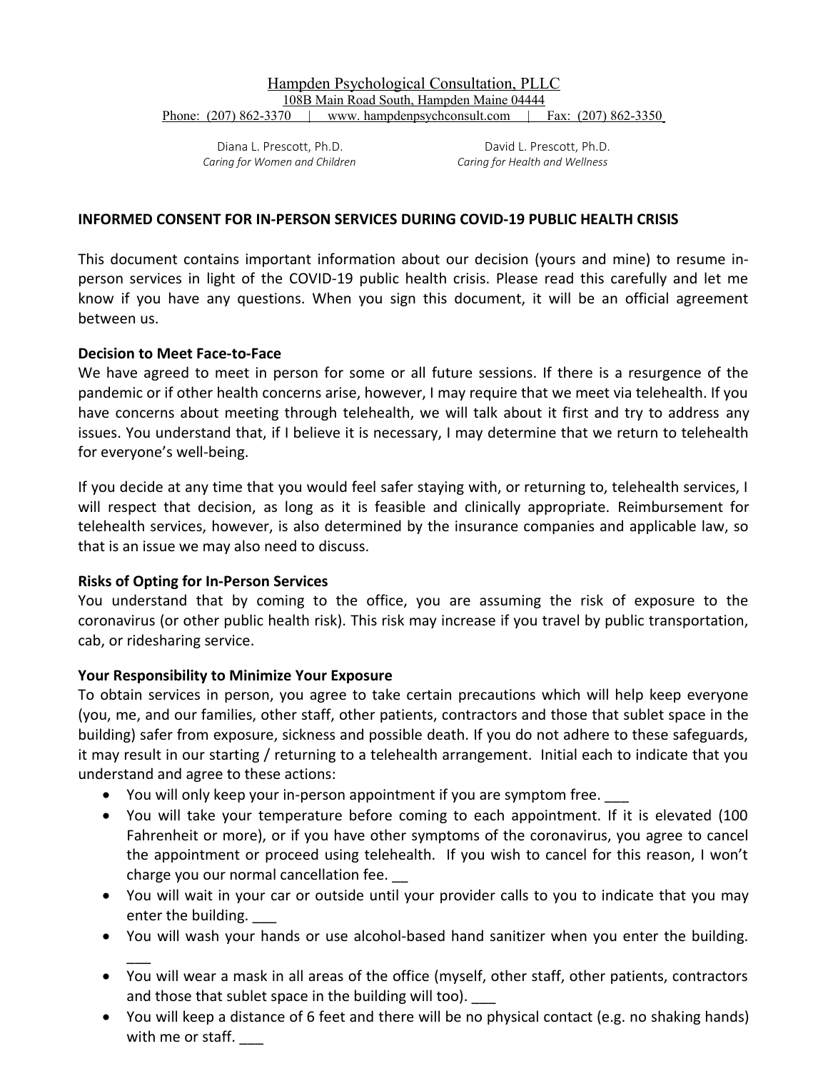Hampden Psychological Consultation, PLLC
108B Main Road South, Hampden Maine 04444
Phone: (207) 862-3370 | www. hampdenpsychconsult.com | Fax: (207) 862-3350

Diana L. Prescott, Ph.D.
*Caring for Women and Children*

David L. Prescott, Ph.D.
*Caring for Health and Wellness*

**INFORMED CONSENT FOR IN-PERSON SERVICES DURING COVID-19 PUBLIC HEALTH CRISIS**

This document contains important information about our decision (yours and mine) to resume in-person services in light of the COVID-19 public health crisis. Please read this carefully and let me know if you have any questions. When you sign this document, it will be an official agreement between us.

**Decision to Meet Face-to-Face**

We have agreed to meet in person for some or all future sessions. If there is a resurgence of the pandemic or if other health concerns arise, however, I may require that we meet via telehealth. If you have concerns about meeting through telehealth, we will talk about it first and try to address any issues. You understand that, if I believe it is necessary, I may determine that we return to telehealth for everyone's well-being.

If you decide at any time that you would feel safer staying with, or returning to, telehealth services, I will respect that decision, as long as it is feasible and clinically appropriate. Reimbursement for telehealth services, however, is also determined by the insurance companies and applicable law, so that is an issue we may also need to discuss.

**Risks of Opting for In-Person Services**

You understand that by coming to the office, you are assuming the risk of exposure to the coronavirus (or other public health risk). This risk may increase if you travel by public transportation, cab, or ridesharing service.

**Your Responsibility to Minimize Your Exposure**

To obtain services in person, you agree to take certain precautions which will help keep everyone (you, me, and our families, other staff, other patients, contractors and those that sublet space in the building) safer from exposure, sickness and possible death. If you do not adhere to these safeguards, it may result in our starting / returning to a telehealth arrangement. Initial each to indicate that you understand and agree to these actions:

- You will only keep your in-person appointment if you are symptom free. ___
- You will take your temperature before coming to each appointment. If it is elevated (100 Fahrenheit or more), or if you have other symptoms of the coronavirus, you agree to cancel the appointment or proceed using telehealth. If you wish to cancel for this reason, I won't charge you our normal cancellation fee. __
- You will wait in your car or outside until your provider calls to you to indicate that you may enter the building. ___
- You will wash your hands or use alcohol-based hand sanitizer when you enter the building. ___
- You will wear a mask in all areas of the office (myself, other staff, other patients, contractors and those that sublet space in the building will too). ___
- You will keep a distance of 6 feet and there will be no physical contact (e.g. no shaking hands) with me or staff. ___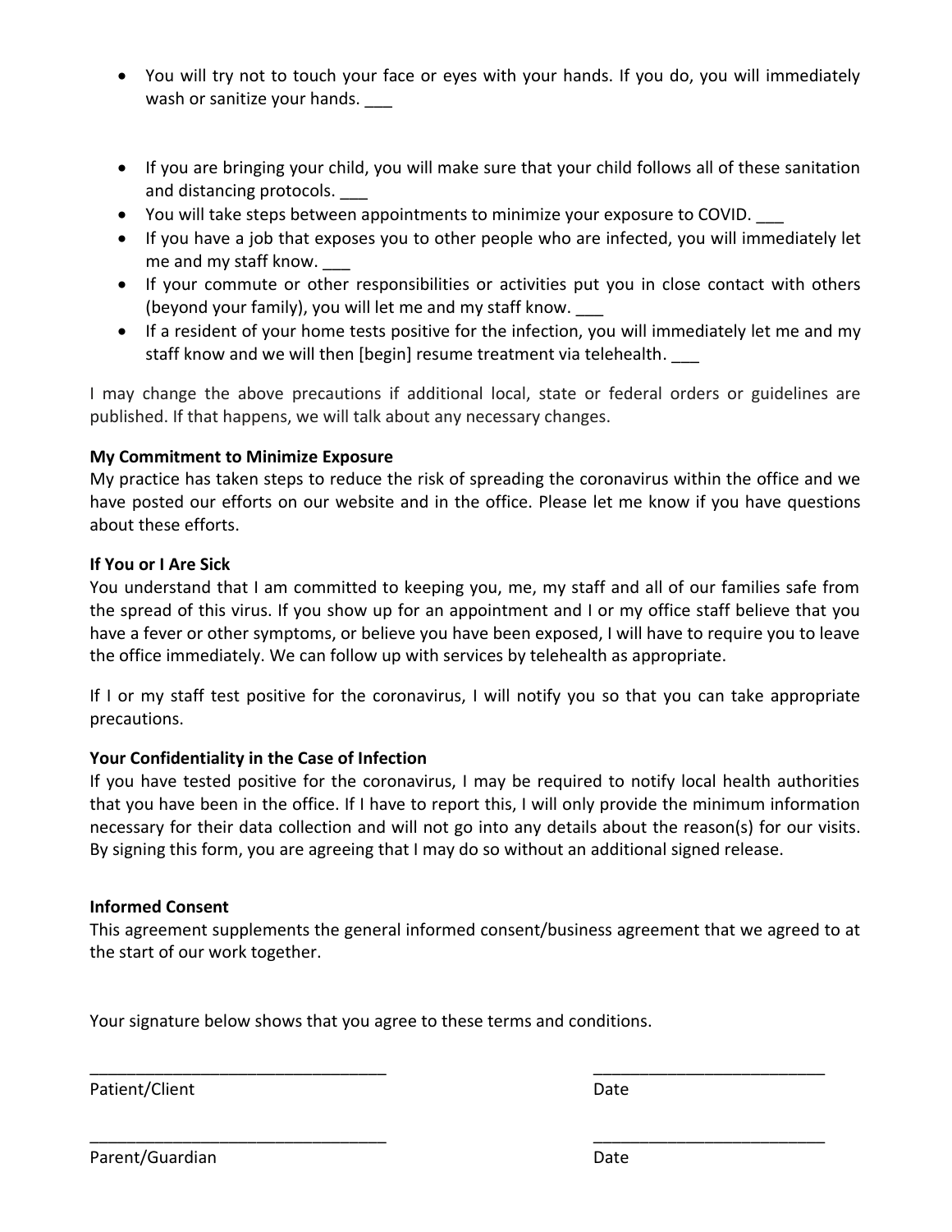- You will try not to touch your face or eyes with your hands. If you do, you will immediately wash or sanitize your hands. ___
- If you are bringing your child, you will make sure that your child follows all of these sanitation and distancing protocols. ___
- You will take steps between appointments to minimize your exposure to COVID. ___
- If you have a job that exposes you to other people who are infected, you will immediately let me and my staff know. ___
- If your commute or other responsibilities or activities put you in close contact with others (beyond your family), you will let me and my staff know. ___
- If a resident of your home tests positive for the infection, you will immediately let me and my staff know and we will then [begin] resume treatment via telehealth. ___

I may change the above precautions if additional local, state or federal orders or guidelines are published. If that happens, we will talk about any necessary changes.

**My Commitment to Minimize Exposure**
My practice has taken steps to reduce the risk of spreading the coronavirus within the office and we have posted our efforts on our website and in the office. Please let me know if you have questions about these efforts.

**If You or I Are Sick**
You understand that I am committed to keeping you, me, my staff and all of our families safe from the spread of this virus. If you show up for an appointment and I or my office staff believe that you have a fever or other symptoms, or believe you have been exposed, I will have to require you to leave the office immediately. We can follow up with services by telehealth as appropriate.

If I or my staff test positive for the coronavirus, I will notify you so that you can take appropriate precautions.

**Your Confidentiality in the Case of Infection**
If you have tested positive for the coronavirus, I may be required to notify local health authorities that you have been in the office. If I have to report this, I will only provide the minimum information necessary for their data collection and will not go into any details about the reason(s) for our visits. By signing this form, you are agreeing that I may do so without an additional signed release.

**Informed Consent**
This agreement supplements the general informed consent/business agreement that we agreed to at the start of our work together.

Your signature below shows that you agree to these terms and conditions.

_________________________________ _________________________
Patient/Client Date

_________________________________ _________________________
Parent/Guardian Date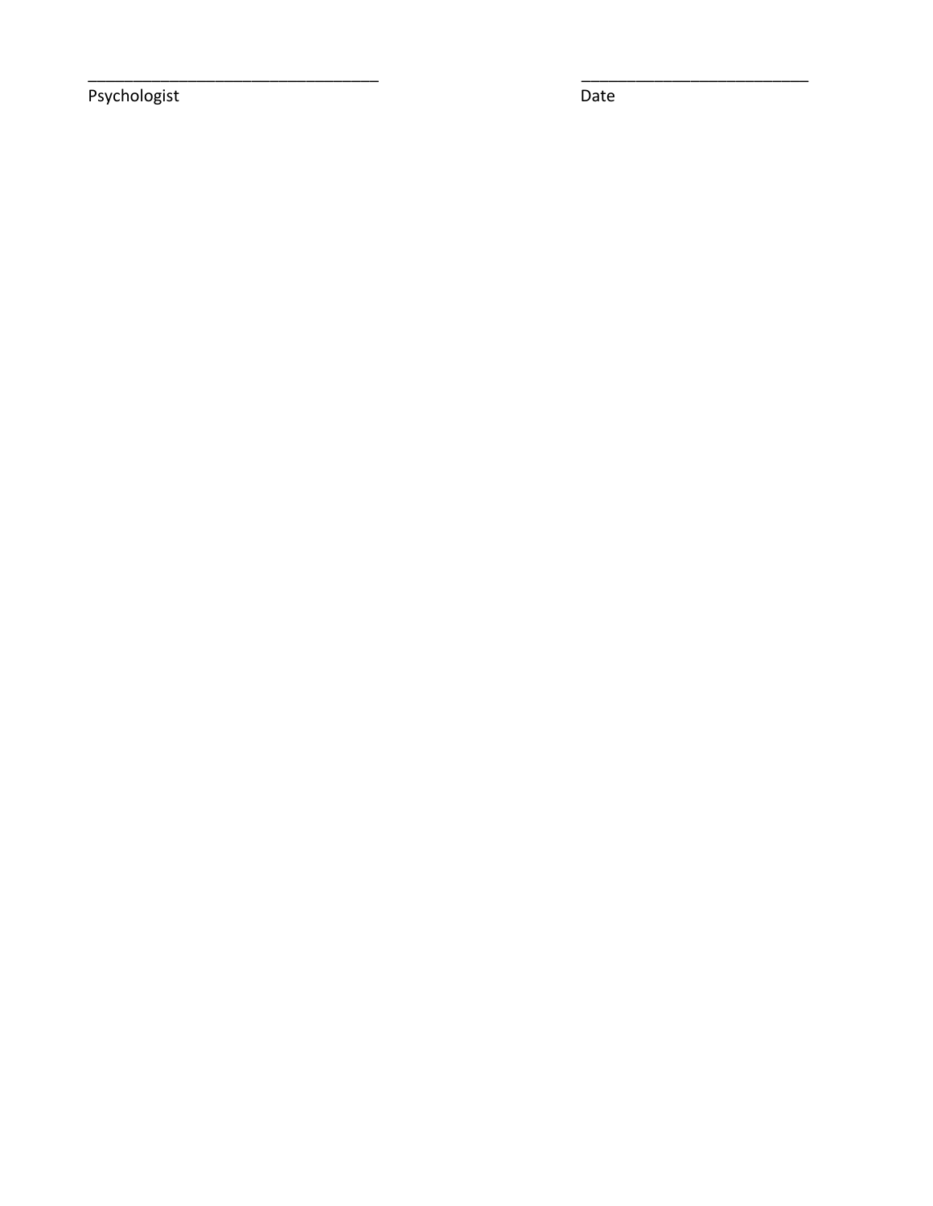\_\_\_\_\_\_\_\_\_\_\_\_\_\_\_\_\_\_\_\_\_\_\_\_\_\_\_\_\_\_\_\_\_\_ \_\_\_\_\_\_\_\_\_\_\_\_\_\_\_\_\_\_\_\_\_\_\_\_\_\_

Psychologist Date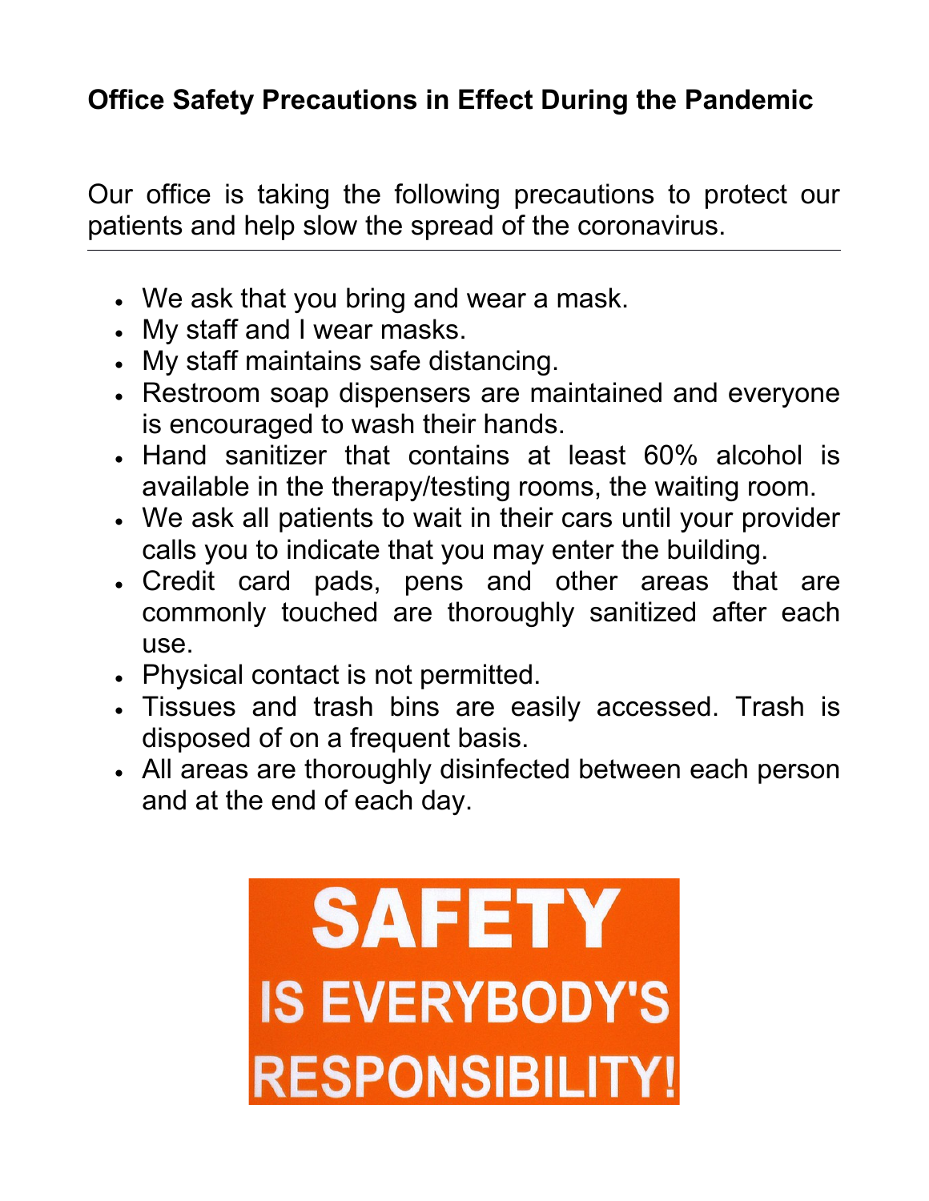# Office Safety Precautions in Effect During the Pandemic

Our office is taking the following precautions to protect our patients and help slow the spread of the coronavirus.

---

- We ask that you bring and wear a mask.
- My staff and I wear masks.
- My staff maintains safe distancing.
- Restroom soap dispensers are maintained and everyone is encouraged to wash their hands.
- Hand sanitizer that contains at least 60% alcohol is available in the therapy/testing rooms, the waiting room.
- We ask all patients to wait in their cars until your provider calls you to indicate that you may enter the building.
- Credit card pads, pens and other areas that are commonly touched are thoroughly sanitized after each use.
- Physical contact is not permitted.
- Tissues and trash bins are easily accessed. Trash is disposed of on a frequent basis.
- All areas are thoroughly disinfected between each person and at the end of each day.

**SAFETY IS EVERYBODY'S RESPONSIBILITY!**